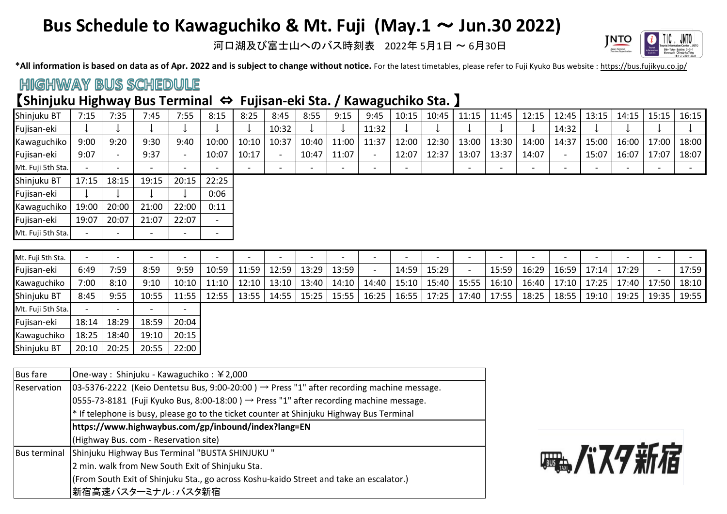# Bus Schedule to Kawaguchiko & Mt. Fuji (May.1 ～ Jun.30 2022)

河口湖及び富士山へのバス時刻表　2022年 5月1日 ～ 6月30日

**\*All information is based on data as of Apr. 2022 and is subject to change without notice.** For the latest timetables, please refer to Fuji Kyuko Bus website : https://bus.fujikyu.co.jp/

## HIGHWAY BUS SCHEDULE

### 【Shinjuku Highway Bus Terminal ⇔ Fujisan-eki Sta. / Kawaguchiko Sta. 】

| Shinjuku BT | 7:15 | 7:35 | 7:45 | 7:55 | 8:15 | 8:25 | 8:45 | 8:55 | 9:15 | 9:45 | 10:15 | 10:45 | 11:15 | 11:45 | 12:15 | 12:45 | 13:15 | 14:15 | 15:15 | 16:15 |
|---|---|---|---|---|---|---|---|---|---|---|---|---|---|---|---|---|---|---|---|---|
| Fujisan-eki | ↓ | ↓ | ↓ | ↓ | ↓ | ↓ | 10:32 | ↓ | ↓ | 11:32 | ↓ | ↓ | ↓ | ↓ | ↓ | 14:32 | ↓ | ↓ | ↓ | ↓ |
| Kawaguchiko | 9:00 | 9:20 | 9:30 | 9:40 | 10:00 | 10:10 | 10:37 | 10:40 | 11:00 | 11:37 | 12:00 | 12:30 | 13:00 | 13:30 | 14:00 | 14:37 | 15:00 | 16:00 | 17:00 | 18:00 |
| Fujisan-eki | 9:07 | - | 9:37 | - | 10:07 | 10:17 | - | 10:47 | 11:07 | - | 12:07 | 12:37 | 13:07 | 13:37 | 14:07 | - | 15:07 | 16:07 | 17:07 | 18:07 |
| Mt. Fuji 5th Sta. | - | - | - | - | - | - | - | - | - | - | - | | - | - | - | - | - | - | - | - |

| Shinjuku BT | 17:15 | 18:15 | 19:15 | 20:15 | 22:25 |
|---|---|---|---|---|---|
| Fujisan-eki | ↓ | ↓ | ↓ | ↓ | 0:06 |
| Kawaguchiko | 19:00 | 20:00 | 21:00 | 22:00 | 0:11 |
| Fujisan-eki | 19:07 | 20:07 | 21:07 | 22:07 | - |
| Mt. Fuji 5th Sta. | - | - | - | - | - |

| Mt. Fuji 5th Sta. | - | - | - | - | - | - | - | - | - | - | - | - | - | - | - | - | - | - | - | - |
|---|---|---|---|---|---|---|---|---|---|---|---|---|---|---|---|---|---|---|---|---|
| Fujisan-eki | 6:49 | 7:59 | 8:59 | 9:59 | 10:59 | 11:59 | 12:59 | 13:29 | 13:59 | - | 14:59 | 15:29 | - | 15:59 | 16:29 | 16:59 | 17:14 | 17:29 | - | 17:59 |
| Kawaguchiko | 7:00 | 8:10 | 9:10 | 10:10 | 11:10 | 12:10 | 13:10 | 13:40 | 14:10 | 14:40 | 15:10 | 15:40 | 15:55 | 16:10 | 16:40 | 17:10 | 17:25 | 17:40 | 17:50 | 18:10 |
| Shinjuku BT | 8:45 | 9:55 | 10:55 | 11:55 | 12:55 | 13:55 | 14:55 | 15:25 | 15:55 | 16:25 | 16:55 | 17:25 | 17:40 | 17:55 | 18:25 | 18:55 | 19:10 | 19:25 | 19:35 | 19:55 |

| Mt. Fuji 5th Sta. | - | - | - | - |
|---|---|---|---|---|
| Fujisan-eki | 18:14 | 18:29 | 18:59 | 20:04 |
| Kawaguchiko | 18:25 | 18:40 | 19:10 | 20:15 |
| Shinjuku BT | 20:10 | 20:25 | 20:55 | 22:00 |

| Bus fare | One-way : Shinjuku - Kawaguchiko : ￥2,000 |
|---|---|
| Reservation | 03-5376-2222 (Keio Dentetsu Bus, 9:00-20:00 ) → Press "1" after recording machine message.<br>0555-73-8181 (Fuji Kyuko Bus, 8:00-18:00 ) → Press "1" after recording machine message.<br>* If telephone is busy, please go to the ticket counter at Shinjuku Highway Bus Terminal |
| | **https://www.highwaybus.com/gp/inbound/index?lang=EN**<br>(Highway Bus. com - Reservation site) |
| Bus terminal | Shinjuku Highway Bus Terminal "BUSTA SHINJUKU "<br>2 min. walk from New South Exit of Shinjuku Sta.<br>(From South Exit of Shinjuku Sta., go across Koshu-kaido Street and take an escalator.)<br>新宿高速バスターミナル：バスタ新宿 |

バスタ新宿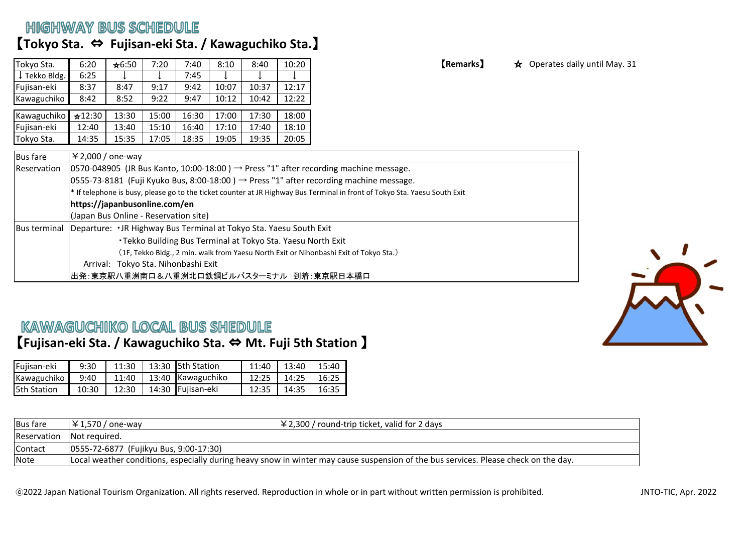## HIGHWAY BUS SCHEDULE

### 【Tokyo Sta. ⇔ Fujisan-eki Sta. / Kawaguchiko Sta.】

| | | | | | | | |
|---|---|---|---|---|---|---|---|
| Tokyo Sta. | 6:20 | ☆6:50 | 7:20 | 7:40 | 8:10 | 8:40 | 10:20 |
| ↓Tekko Bldg. | 6:25 | ↓ | ↓ | 7:45 | ↓ | ↓ | ↓ |
| Fujisan-eki | 8:37 | 8:47 | 9:17 | 9:42 | 10:07 | 10:37 | 12:17 |
| Kawaguchiko | 8:42 | 8:52 | 9:22 | 9:47 | 10:12 | 10:42 | 12:22 |

| | | | | | | | |
|---|---|---|---|---|---|---|---|
| Kawaguchiko | ☆12:30 | 13:30 | 15:00 | 16:30 | 17:00 | 17:30 | 18:00 |
| Fujisan-eki | 12:40 | 13:40 | 15:10 | 16:40 | 17:10 | 17:40 | 18:10 |
| Tokyo Sta. | 14:35 | 15:35 | 17:05 | 18:35 | 19:05 | 19:35 | 20:05 |

【Remarks】 ☆ Operates daily until May. 31

| | |
|---|---|
| Bus fare | ￥2,000 / one-way |
| Reservation | 0570-048905 (JR Bus Kanto, 10:00-18:00 ) → Press "1" after recording machine message.<br>0555-73-8181 (Fuji Kyuko Bus, 8:00-18:00 ) → Press "1" after recording machine message.<br>* If telephone is busy, please go to the ticket counter at JR Highway Bus Terminal in front of Tokyo Sta. Yaesu South Exit<br>**https://japanbusonline.com/en**<br>(Japan Bus Online - Reservation site) |
| Bus terminal | Departure: ・JR Highway Bus Terminal at Tokyo Sta. Yaesu South Exit<br>・Tekko Building Bus Terminal at Tokyo Sta. Yaesu North Exit<br>（1F, Tekko Bldg., 2 min. walk from Yaesu North Exit or Nihonbashi Exit of Tokyo Sta.）<br>Arrival: Tokyo Sta. Nihonbashi Exit<br>出発：東京駅八重洲南口＆八重洲北口鉄鋼ビルバスターミナル 到着：東京駅日本橋口 |

## KAWAGUCHIKO LOCAL BUS SHEDULE

### 【Fujisan-eki Sta. / Kawaguchiko Sta. ⇔ Mt. Fuji 5th Station 】

| | | | |
|---|---|---|---|
| Fujisan-eki | 9:30 | 11:30 | 13:30 |
| Kawaguchiko | 9:40 | 11:40 | 13:40 |
| 5th Station | 10:30 | 12:30 | 14:30 |

| | | | |
|---|---|---|---|
| 5th Station | 11:40 | 13:40 | 15:40 |
| Kawaguchiko | 12:25 | 14:25 | 16:25 |
| Fujisan-eki | 12:35 | 14:35 | 16:35 |

| | |
|---|---|
| Bus fare | ￥1,570 / one-way　　￥2,300 / round-trip ticket, valid for 2 days |
| Reservation | Not required. |
| Contact | 0555-72-6877 (Fujikyu Bus, 9:00-17:30) |
| Note | Local weather conditions, especially during heavy snow in winter may cause suspension of the bus services. Please check on the day. |

ⓒ2022 Japan National Tourism Organization. All rights reserved. Reproduction in whole or in part without written permission is prohibited.

JNTO-TIC, Apr. 2022